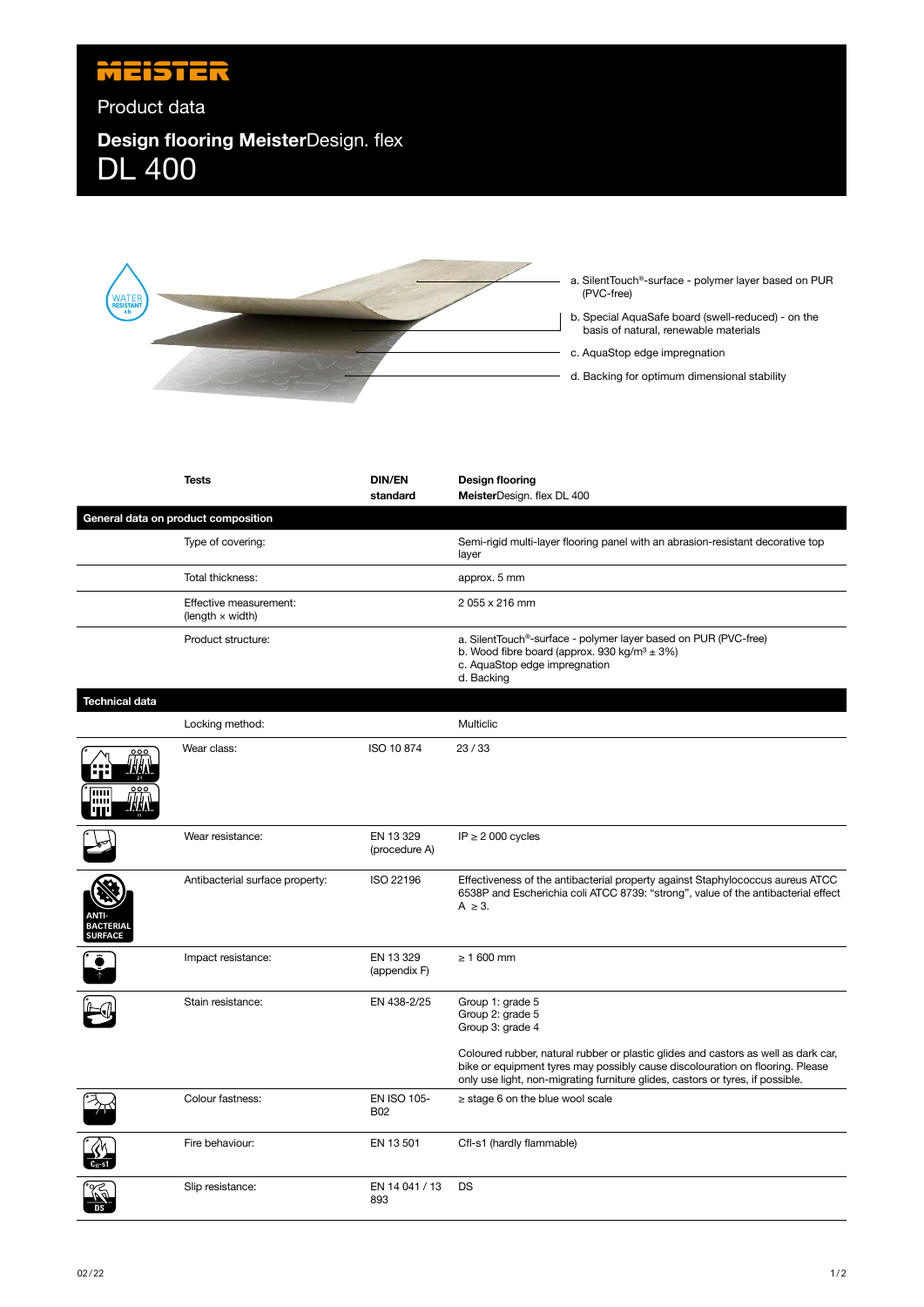MEISTER

Product data

# Design flooring MeisterDesign. flex
# DL 400

a. SilentTouch®-surface - polymer layer based on PUR (PVC-free)

b. Special AquaSafe board (swell-reduced) - on the basis of natural, renewable materials

c. AquaStop edge impregnation

d. Backing for optimum dimensional stability

| Tests | DIN/EN standard | Design flooring MeisterDesign. flex DL 400 |
|---|---|---|
| **General data on product composition** | | |
| Type of covering: | | Semi-rigid multi-layer flooring panel with an abrasion-resistant decorative top layer |
| Total thickness: | | approx. 5 mm |
| Effective measurement: (length × width) | | 2 055 x 216 mm |
| Product structure: | | a. SilentTouch®-surface - polymer layer based on PUR (PVC-free)<br>b. Wood fibre board (approx. 930 kg/m³ ± 3%)<br>c. AquaStop edge impregnation<br>d. Backing |
| **Technical data** | | |
| Locking method: | | Multiclic |
| Wear class: | ISO 10 874 | 23 / 33 |
| Wear resistance: | EN 13 329 (procedure A) | IP ≥ 2 000 cycles |
| Antibacterial surface property: | ISO 22196 | Effectiveness of the antibacterial property against Staphylococcus aureus ATCC 6538P and Escherichia coli ATCC 8739: "strong", value of the antibacterial effect A ≥ 3. |
| Impact resistance: | EN 13 329 (appendix F) | ≥ 1 600 mm |
| Stain resistance: | EN 438-2/25 | Group 1: grade 5<br>Group 2: grade 5<br>Group 3: grade 4<br><br>Coloured rubber, natural rubber or plastic glides and castors as well as dark car, bike or equipment tyres may possibly cause discolouration on flooring. Please only use light, non-migrating furniture glides, castors or tyres, if possible. |
| Colour fastness: | EN ISO 105-B02 | ≥ stage 6 on the blue wool scale |
| Fire behaviour: | EN 13 501 | Cfl-s1 (hardly flammable) |
| Slip resistance: | EN 14 041 / 13 893 | DS |

02/22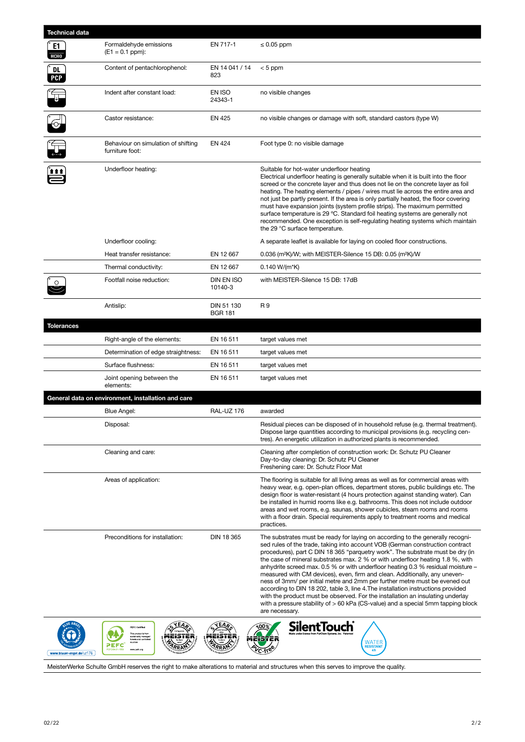## Technical data

| | | | |
|---|---|---|---|
| E1 HCHO | Formaldehyde emissions (E1 = 0.1 ppm): | EN 717-1 | ≤ 0.05 ppm |
| DL PCP | Content of pentachlorophenol: | EN 14 041 / 14 823 | < 5 ppm |
| | Indent after constant load: | EN ISO 24343-1 | no visible changes |
| | Castor resistance: | EN 425 | no visible changes or damage with soft, standard castors (type W) |
| | Behaviour on simulation of shifting furniture foot: | EN 424 | Foot type 0: no visible damage |
| | Underfloor heating: | | Suitable for hot-water underfloor heating. Electrical underfloor heating is generally suitable when it is built into the floor screed or the concrete layer and thus does not lie on the concrete layer as foil heating. The heating elements / pipes / wires must lie across the entire area and not just be partly present. If the area is only partially heated, the floor covering must have expansion joints (system profile strips). The maximum permitted surface temperature is 29 °C. Standard foil heating systems are generally not recommended. One exception is self-regulating heating systems which maintain the 29 °C surface temperature. |
| | Underfloor cooling: | | A separate leaflet is available for laying on cooled floor constructions. |
| | Heat transfer resistance: | EN 12 667 | 0.036 (m²K)/W; with MEISTER-Silence 15 DB: 0.05 (m²K)/W |
| | Thermal conductivity: | EN 12 667 | 0.140 W/(m*K) |
| | Footfall noise reduction: | DIN EN ISO 10140-3 | with MEISTER-Silence 15 DB: 17dB |
| | Antislip: | DIN 51 130 BGR 181 | R 9 |

## Tolerances

| | | | |
|---|---|---|---|
| | Right-angle of the elements: | EN 16 511 | target values met |
| | Determination of edge straightness: | EN 16 511 | target values met |
| | Surface flushness: | EN 16 511 | target values met |
| | Joint opening between the elements: | EN 16 511 | target values met |

## General data on environment, installation and care

| | | | |
|---|---|---|---|
| | Blue Angel: | RAL-UZ 176 | awarded |
| | Disposal: | | Residual pieces can be disposed of in household refuse (e.g. thermal treatment). Dispose large quantities according to municipal provisions (e.g. recycling centres). An energetic utilization in authorized plants is recommended. |
| | Cleaning and care: | | Cleaning after completion of construction work: Dr. Schutz PU Cleaner<br>Day-to-day cleaning: Dr. Schutz PU Cleaner<br>Freshening care: Dr. Schutz Floor Mat |
| | Areas of application: | | The flooring is suitable for all living areas as well as for commercial areas with heavy wear, e.g. open-plan offices, department stores, public buildings etc. The design floor is water-resistant (4 hours protection against standing water). Can be installed in humid rooms like e.g. bathrooms. This does not include outdoor areas and wet rooms, e.g. saunas, shower cubicles, steam rooms and rooms with a floor drain. Special requirements apply to treatment rooms and medical practices. |
| | Preconditions for installation: | DIN 18 365 | The substrates must be ready for laying on according to the generally recognised rules of the trade, taking into account VOB (German construction contract procedures), part C DIN 18 365 "parquetry work". The substrate must be dry (in the case of mineral substrates max. 2 % or with underfloor heating 1.8 %, with anhydrite screed max. 0.5 % or with underfloor heating 0.3 % residual moisture – measured with CM devices), even, firm and clean. Additionally, any unevenness of 3mm/ per initial metre and 2mm per further metre must be evened out according to DIN 18 202, table 3, line 4.The installation instructions provided with the product must be observed. For the installation an insulating underlay with a pressure stability of > 60 kPa (CS-value) and a special 5mm tapping block are necessary. |

www.blauer-engel.de/uz176

SilentTouch®

WATER RESISTANT 4h

MeisterWerke Schulte GmbH reserves the right to make alterations to material and structures when this serves to improve the quality.

02/22